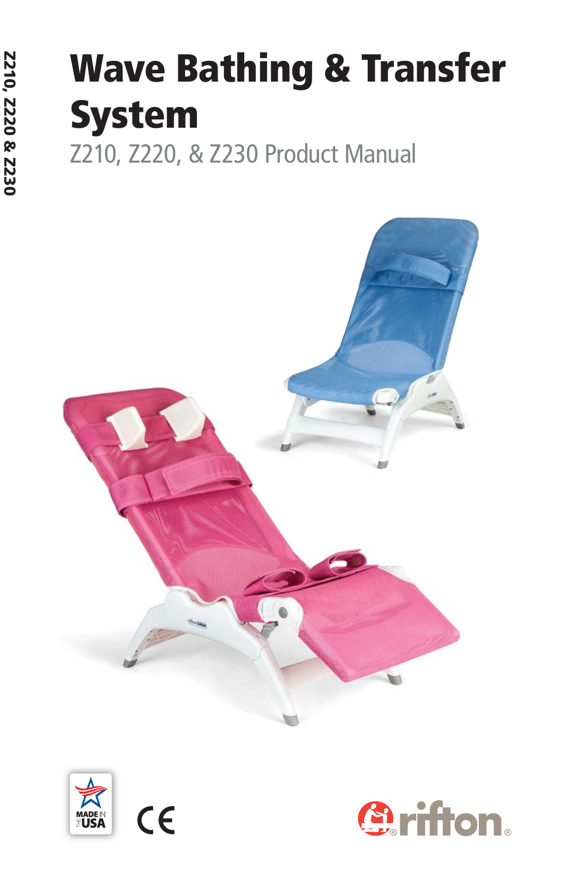# Wave Bathing & Transfer System

Z210, Z220, & Z230 Product Manual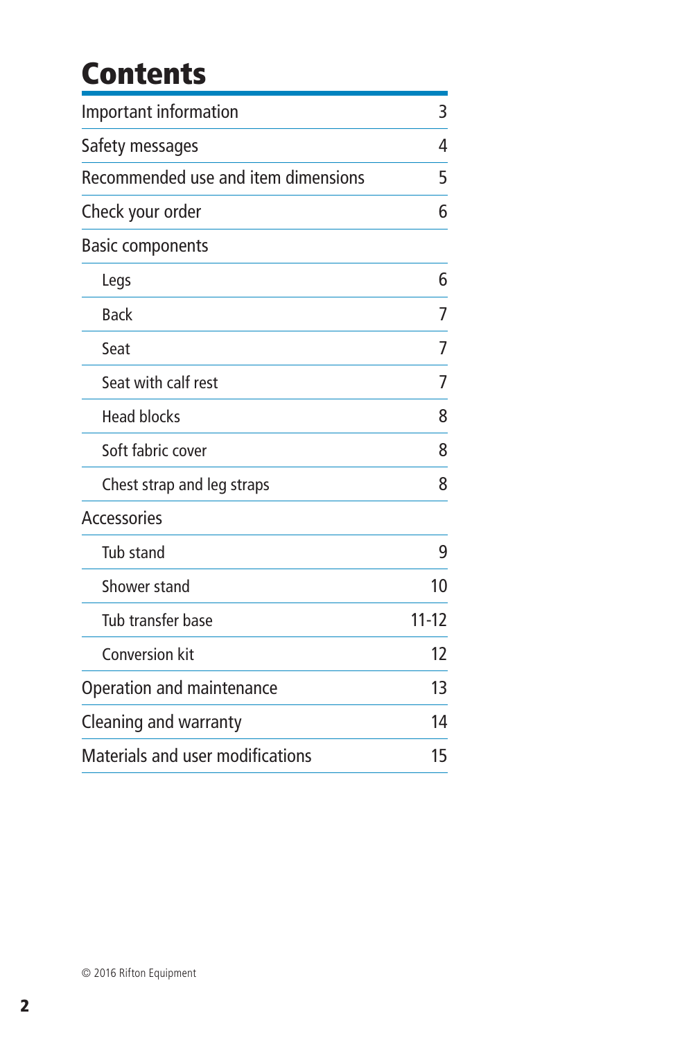# Contents

| | |
|---|---|
| Important information | 3 |
| Safety messages | 4 |
| Recommended use and item dimensions | 5 |
| Check your order | 6 |
| Basic components | |
| Legs | 6 |
| Back | 7 |
| Seat | 7 |
| Seat with calf rest | 7 |
| Head blocks | 8 |
| Soft fabric cover | 8 |
| Chest strap and leg straps | 8 |
| Accessories | |
| Tub stand | 9 |
| Shower stand | 10 |
| Tub transfer base | 11-12 |
| Conversion kit | 12 |
| Operation and maintenance | 13 |
| Cleaning and warranty | 14 |
| Materials and user modifications | 15 |

© 2016 Rifton Equipment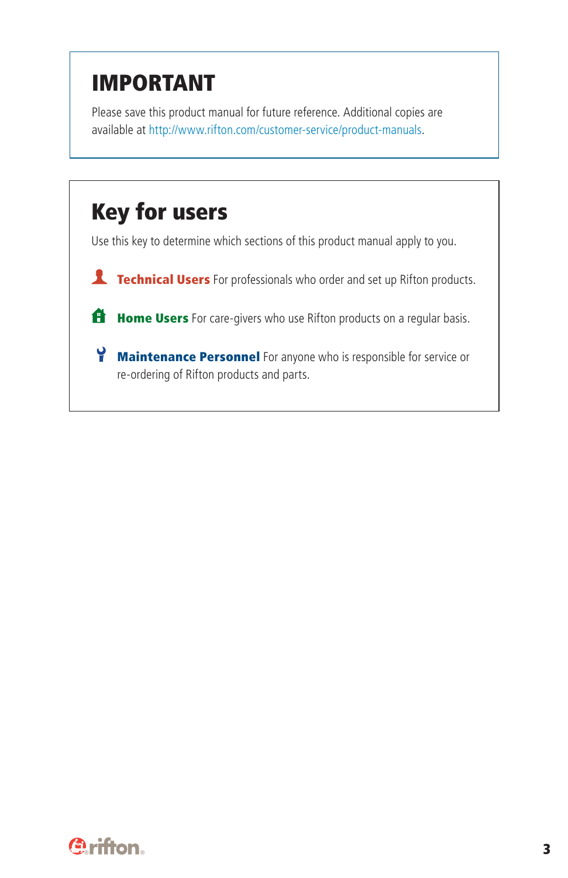## IMPORTANT

Please save this product manual for future reference. Additional copies are available at http://www.rifton.com/customer-service/product-manuals.

## Key for users

Use this key to determine which sections of this product manual apply to you.

**Technical Users** For professionals who order and set up Rifton products.

**Home Users** For care-givers who use Rifton products on a regular basis.

**Maintenance Personnel** For anyone who is responsible for service or re-ordering of Rifton products and parts.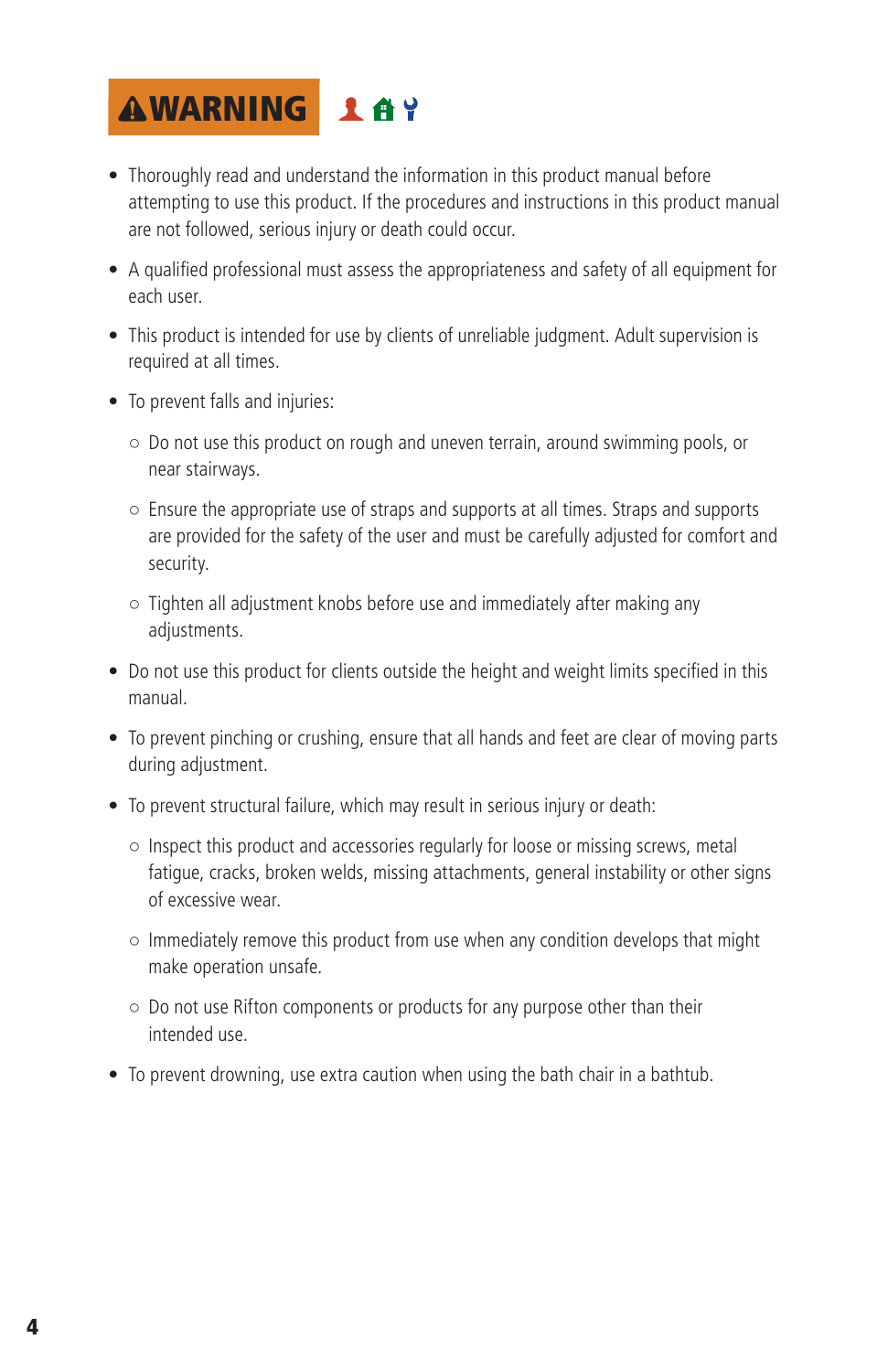## ⚠WARNING

- Thoroughly read and understand the information in this product manual before attempting to use this product. If the procedures and instructions in this product manual are not followed, serious injury or death could occur.
- A qualified professional must assess the appropriateness and safety of all equipment for each user.
- This product is intended for use by clients of unreliable judgment. Adult supervision is required at all times.
- To prevent falls and injuries:
  - Do not use this product on rough and uneven terrain, around swimming pools, or near stairways.
  - Ensure the appropriate use of straps and supports at all times. Straps and supports are provided for the safety of the user and must be carefully adjusted for comfort and security.
  - Tighten all adjustment knobs before use and immediately after making any adjustments.
- Do not use this product for clients outside the height and weight limits specified in this manual.
- To prevent pinching or crushing, ensure that all hands and feet are clear of moving parts during adjustment.
- To prevent structural failure, which may result in serious injury or death:
  - Inspect this product and accessories regularly for loose or missing screws, metal fatigue, cracks, broken welds, missing attachments, general instability or other signs of excessive wear.
  - Immediately remove this product from use when any condition develops that might make operation unsafe.
  - Do not use Rifton components or products for any purpose other than their intended use.
- To prevent drowning, use extra caution when using the bath chair in a bathtub.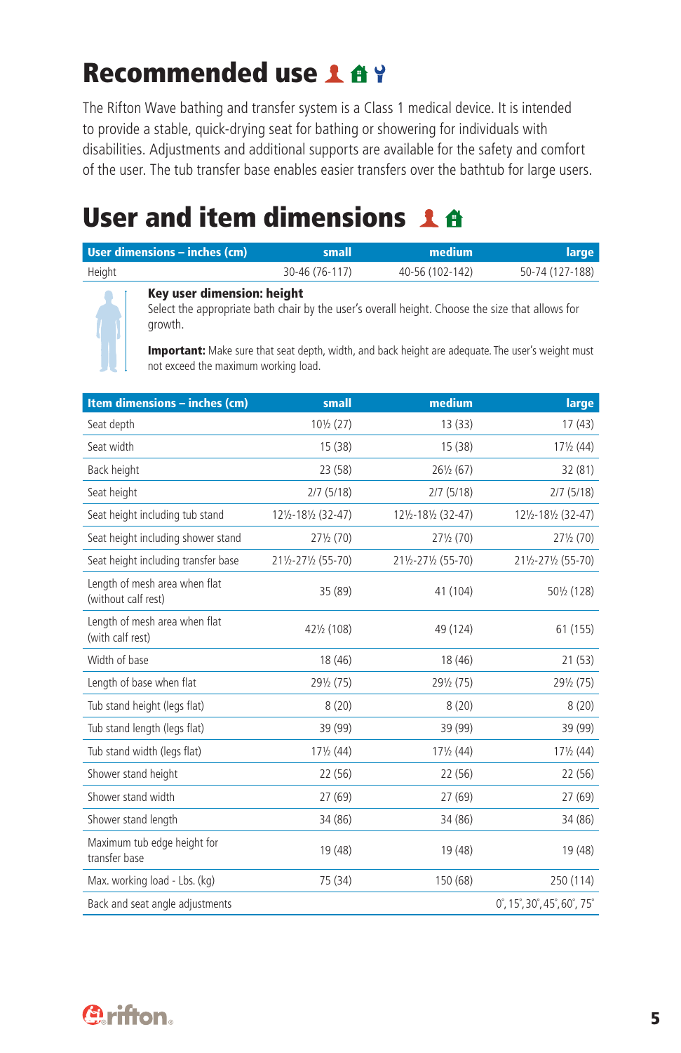# Recommended use

The Rifton Wave bathing and transfer system is a Class 1 medical device. It is intended to provide a stable, quick-drying seat for bathing or showering for individuals with disabilities. Adjustments and additional supports are available for the safety and comfort of the user. The tub transfer base enables easier transfers over the bathtub for large users.

# User and item dimensions

| User dimensions – inches (cm) | small | medium | large |
|---|---|---|---|
| Height | 30-46 (76-117) | 40-56 (102-142) | 50-74 (127-188) |

**Key user dimension: height**
Select the appropriate bath chair by the user's overall height. Choose the size that allows for growth.

**Important:** Make sure that seat depth, width, and back height are adequate. The user's weight must not exceed the maximum working load.

| Item dimensions – inches (cm) | small | medium | large |
|---|---|---|---|
| Seat depth | 10½ (27) | 13 (33) | 17 (43) |
| Seat width | 15 (38) | 15 (38) | 17½ (44) |
| Back height | 23 (58) | 26½ (67) | 32 (81) |
| Seat height | 2/7 (5/18) | 2/7 (5/18) | 2/7 (5/18) |
| Seat height including tub stand | 12½-18½ (32-47) | 12½-18½ (32-47) | 12½-18½ (32-47) |
| Seat height including shower stand | 27½ (70) | 27½ (70) | 27½ (70) |
| Seat height including transfer base | 21½-27½ (55-70) | 21½-27½ (55-70) | 21½-27½ (55-70) |
| Length of mesh area when flat (without calf rest) | 35 (89) | 41 (104) | 50½ (128) |
| Length of mesh area when flat (with calf rest) | 42½ (108) | 49 (124) | 61 (155) |
| Width of base | 18 (46) | 18 (46) | 21 (53) |
| Length of base when flat | 29½ (75) | 29½ (75) | 29½ (75) |
| Tub stand height (legs flat) | 8 (20) | 8 (20) | 8 (20) |
| Tub stand length (legs flat) | 39 (99) | 39 (99) | 39 (99) |
| Tub stand width (legs flat) | 17½ (44) | 17½ (44) | 17½ (44) |
| Shower stand height | 22 (56) | 22 (56) | 22 (56) |
| Shower stand width | 27 (69) | 27 (69) | 27 (69) |
| Shower stand length | 34 (86) | 34 (86) | 34 (86) |
| Maximum tub edge height for transfer base | 19 (48) | 19 (48) | 19 (48) |
| Max. working load - Lbs. (kg) | 75 (34) | 150 (68) | 250 (114) |
| Back and seat angle adjustments | | | 0°, 15°, 30°, 45°, 60°, 75° |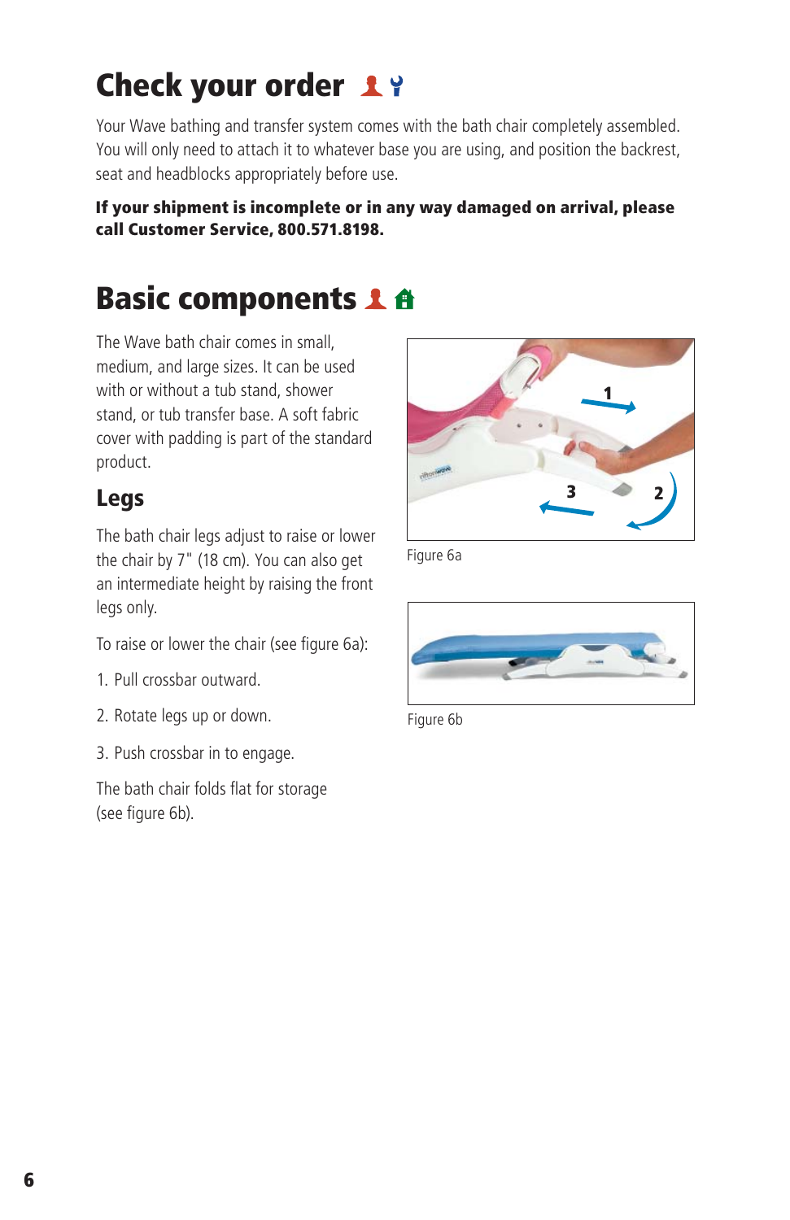# Check your order

Your Wave bathing and transfer system comes with the bath chair completely assembled. You will only need to attach it to whatever base you are using, and position the backrest, seat and headblocks appropriately before use.

**If your shipment is incomplete or in any way damaged on arrival, please call Customer Service, 800.571.8198.**

# Basic components

The Wave bath chair comes in small, medium, and large sizes. It can be used with or without a tub stand, shower stand, or tub transfer base. A soft fabric cover with padding is part of the standard product.

## Legs

The bath chair legs adjust to raise or lower the chair by 7" (18 cm). You can also get an intermediate height by raising the front legs only.

To raise or lower the chair (see figure 6a):

1. Pull crossbar outward.
2. Rotate legs up or down.
3. Push crossbar in to engage.

The bath chair folds flat for storage (see figure 6b).

Figure 6a

Figure 6b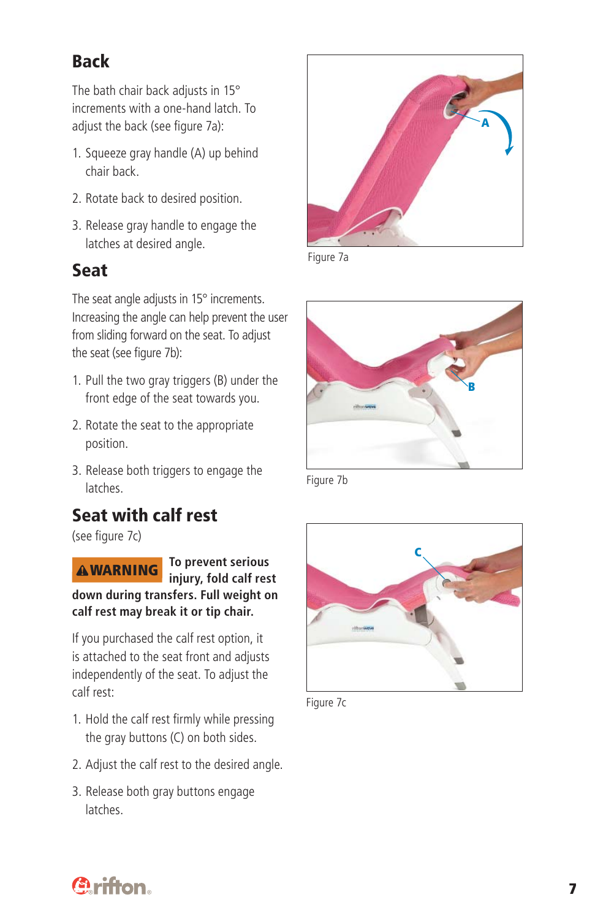## Back

The bath chair back adjusts in 15° increments with a one-hand latch. To adjust the back (see figure 7a):

1. Squeeze gray handle (A) up behind chair back.
2. Rotate back to desired position.
3. Release gray handle to engage the latches at desired angle.

Figure 7a

## Seat

The seat angle adjusts in 15° increments. Increasing the angle can help prevent the user from sliding forward on the seat. To adjust the seat (see figure 7b):

1. Pull the two gray triggers (B) under the front edge of the seat towards you.
2. Rotate the seat to the appropriate position.
3. Release both triggers to engage the latches.

Figure 7b

## Seat with calf rest

(see figure 7c)

**⚠WARNING To prevent serious injury, fold calf rest down during transfers. Full weight on calf rest may break it or tip chair.**

If you purchased the calf rest option, it is attached to the seat front and adjusts independently of the seat. To adjust the calf rest:

1. Hold the calf rest firmly while pressing the gray buttons (C) on both sides.
2. Adjust the calf rest to the desired angle.
3. Release both gray buttons engage latches.

Figure 7c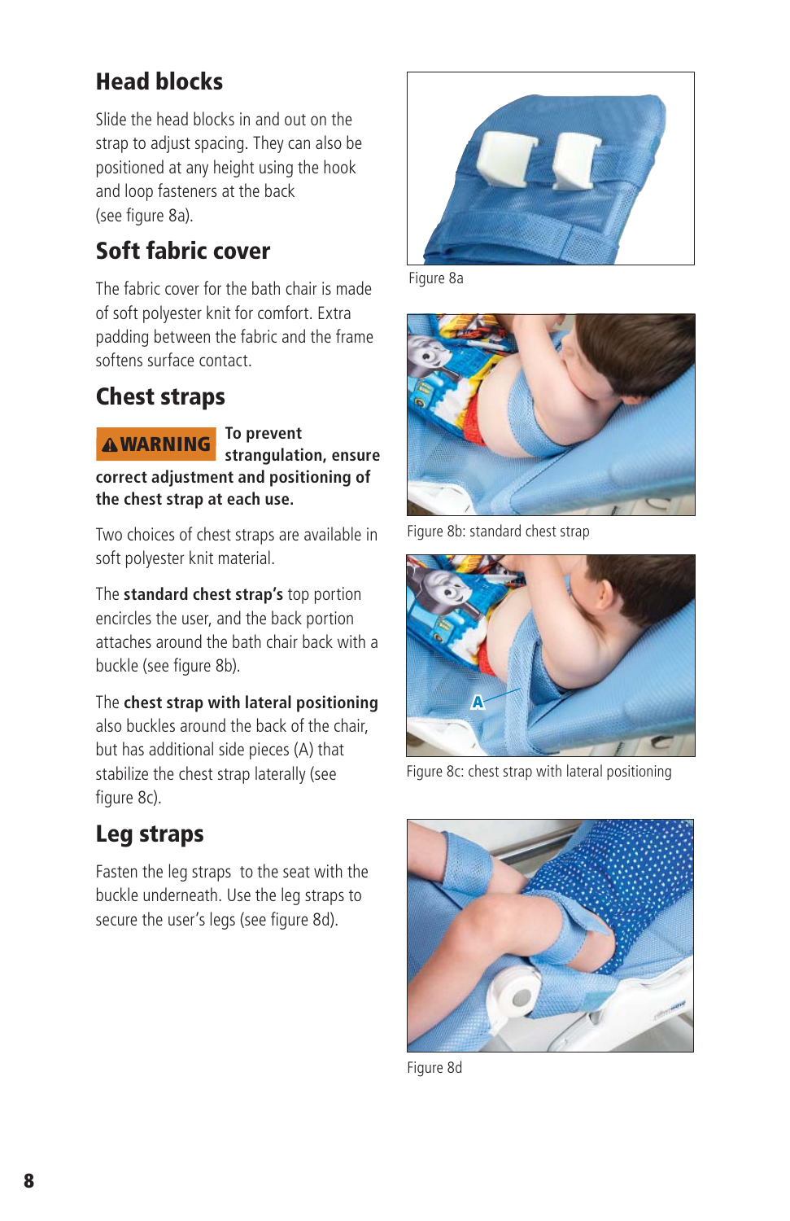## Head blocks

Slide the head blocks in and out on the strap to adjust spacing. They can also be positioned at any height using the hook and loop fasteners at the back (see figure 8a).

## Soft fabric cover

The fabric cover for the bath chair is made of soft polyester knit for comfort. Extra padding between the fabric and the frame softens surface contact.

## Chest straps

**⚠WARNING To prevent strangulation, ensure correct adjustment and positioning of the chest strap at each use.**

Two choices of chest straps are available in soft polyester knit material.

The **standard chest strap's** top portion encircles the user, and the back portion attaches around the bath chair back with a buckle (see figure 8b).

The **chest strap with lateral positioning** also buckles around the back of the chair, but has additional side pieces (A) that stabilize the chest strap laterally (see figure 8c).

## Leg straps

Fasten the leg straps to the seat with the buckle underneath. Use the leg straps to secure the user's legs (see figure 8d).

Figure 8a

Figure 8b: standard chest strap

A

Figure 8c: chest strap with lateral positioning

Figure 8d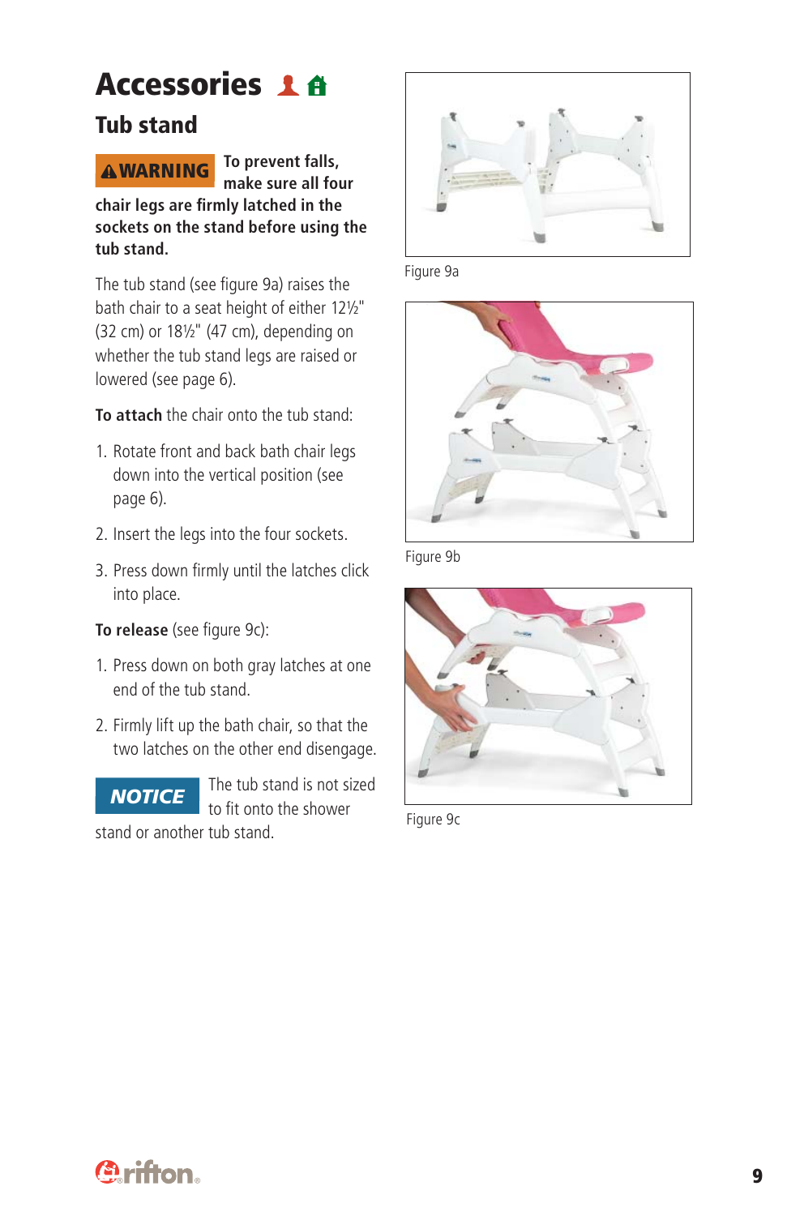# Accessories

## Tub stand

**⚠WARNING** **To prevent falls, make sure all four chair legs are firmly latched in the sockets on the stand before using the tub stand.**

The tub stand (see figure 9a) raises the bath chair to a seat height of either 12½" (32 cm) or 18½" (47 cm), depending on whether the tub stand legs are raised or lowered (see page 6).

**To attach** the chair onto the tub stand:

1. Rotate front and back bath chair legs down into the vertical position (see page 6).
2. Insert the legs into the four sockets.
3. Press down firmly until the latches click into place.

**To release** (see figure 9c):

1. Press down on both gray latches at one end of the tub stand.
2. Firmly lift up the bath chair, so that the two latches on the other end disengage.

***NOTICE*** The tub stand is not sized to fit onto the shower stand or another tub stand.

Figure 9a

Figure 9b

Figure 9c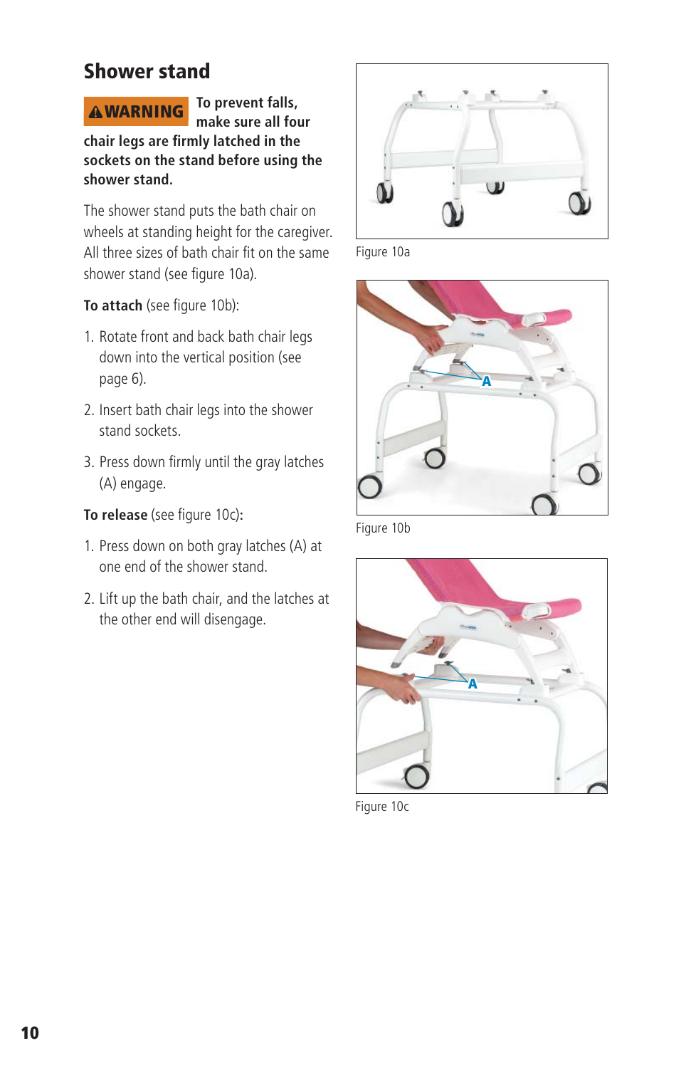## Shower stand

**⚠WARNING To prevent falls, make sure all four chair legs are firmly latched in the sockets on the stand before using the shower stand.**

The shower stand puts the bath chair on wheels at standing height for the caregiver. All three sizes of bath chair fit on the same shower stand (see figure 10a).

**To attach** (see figure 10b):

1. Rotate front and back bath chair legs down into the vertical position (see page 6).
2. Insert bath chair legs into the shower stand sockets.
3. Press down firmly until the gray latches (A) engage.

**To release** (see figure 10c)**:**

1. Press down on both gray latches (A) at one end of the shower stand.
2. Lift up the bath chair, and the latches at the other end will disengage.

Figure 10a

Figure 10b

Figure 10c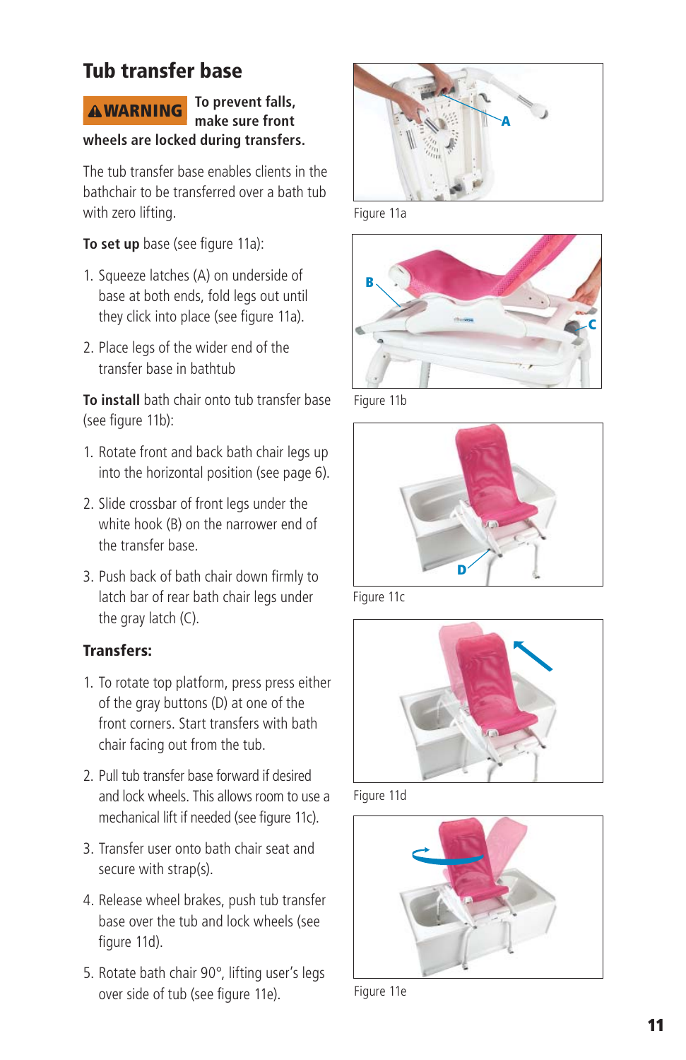## Tub transfer base

**⚠WARNING To prevent falls, make sure front wheels are locked during transfers.**

The tub transfer base enables clients in the bathchair to be transferred over a bath tub with zero lifting.

**To set up** base (see figure 11a):

1. Squeeze latches (A) on underside of base at both ends, fold legs out until they click into place (see figure 11a).
2. Place legs of the wider end of the transfer base in bathtub

**To install** bath chair onto tub transfer base (see figure 11b):

1. Rotate front and back bath chair legs up into the horizontal position (see page 6).
2. Slide crossbar of front legs under the white hook (B) on the narrower end of the transfer base.
3. Push back of bath chair down firmly to latch bar of rear bath chair legs under the gray latch (C).

**Transfers:**

1. To rotate top platform, press press either of the gray buttons (D) at one of the front corners. Start transfers with bath chair facing out from the tub.
2. Pull tub transfer base forward if desired and lock wheels. This allows room to use a mechanical lift if needed (see figure 11c).
3. Transfer user onto bath chair seat and secure with strap(s).
4. Release wheel brakes, push tub transfer base over the tub and lock wheels (see figure 11d).
5. Rotate bath chair 90°, lifting user's legs over side of tub (see figure 11e).

Figure 11a

Figure 11b

Figure 11c

Figure 11d

Figure 11e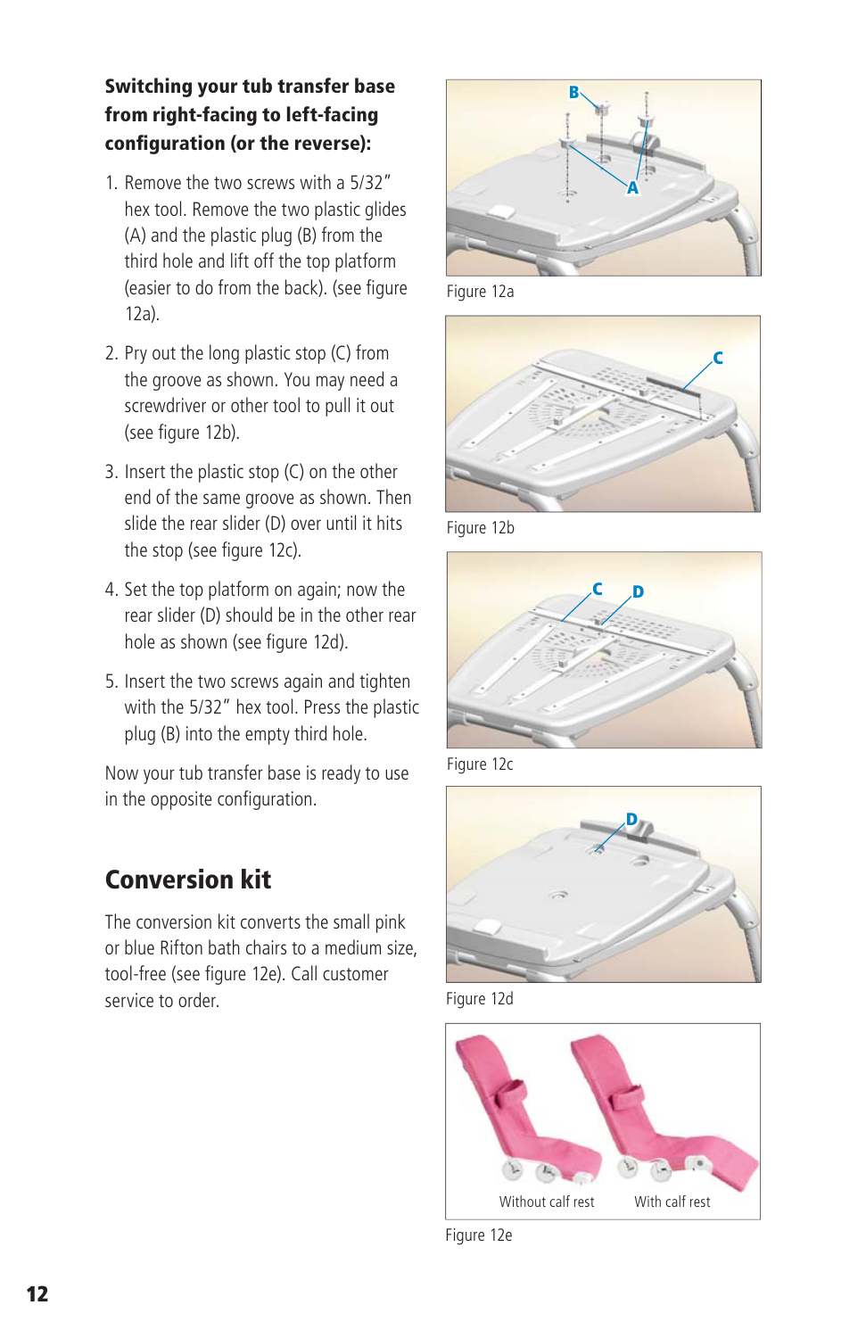**Switching your tub transfer base from right-facing to left-facing configuration (or the reverse):**

1. Remove the two screws with a 5/32″ hex tool. Remove the two plastic glides (A) and the plastic plug (B) from the third hole and lift off the top platform (easier to do from the back). (see figure 12a).
2. Pry out the long plastic stop (C) from the groove as shown. You may need a screwdriver or other tool to pull it out (see figure 12b).
3. Insert the plastic stop (C) on the other end of the same groove as shown. Then slide the rear slider (D) over until it hits the stop (see figure 12c).
4. Set the top platform on again; now the rear slider (D) should be in the other rear hole as shown (see figure 12d).
5. Insert the two screws again and tighten with the 5/32″ hex tool. Press the plastic plug (B) into the empty third hole.

Now your tub transfer base is ready to use in the opposite configuration.

## Conversion kit

The conversion kit converts the small pink or blue Rifton bath chairs to a medium size, tool-free (see figure 12e). Call customer service to order.

Figure 12a

Figure 12b

Figure 12c

Figure 12d

Without calf rest

With calf rest

Figure 12e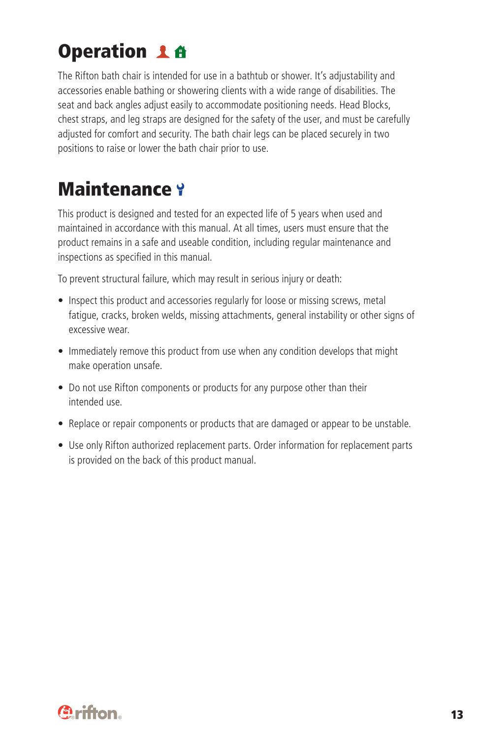# Operation

The Rifton bath chair is intended for use in a bathtub or shower. It's adjustability and accessories enable bathing or showering clients with a wide range of disabilities. The seat and back angles adjust easily to accommodate positioning needs. Head Blocks, chest straps, and leg straps are designed for the safety of the user, and must be carefully adjusted for comfort and security. The bath chair legs can be placed securely in two positions to raise or lower the bath chair prior to use.

# Maintenance

This product is designed and tested for an expected life of 5 years when used and maintained in accordance with this manual. At all times, users must ensure that the product remains in a safe and useable condition, including regular maintenance and inspections as specified in this manual.

To prevent structural failure, which may result in serious injury or death:

- Inspect this product and accessories regularly for loose or missing screws, metal fatigue, cracks, broken welds, missing attachments, general instability or other signs of excessive wear.
- Immediately remove this product from use when any condition develops that might make operation unsafe.
- Do not use Rifton components or products for any purpose other than their intended use.
- Replace or repair components or products that are damaged or appear to be unstable.
- Use only Rifton authorized replacement parts. Order information for replacement parts is provided on the back of this product manual.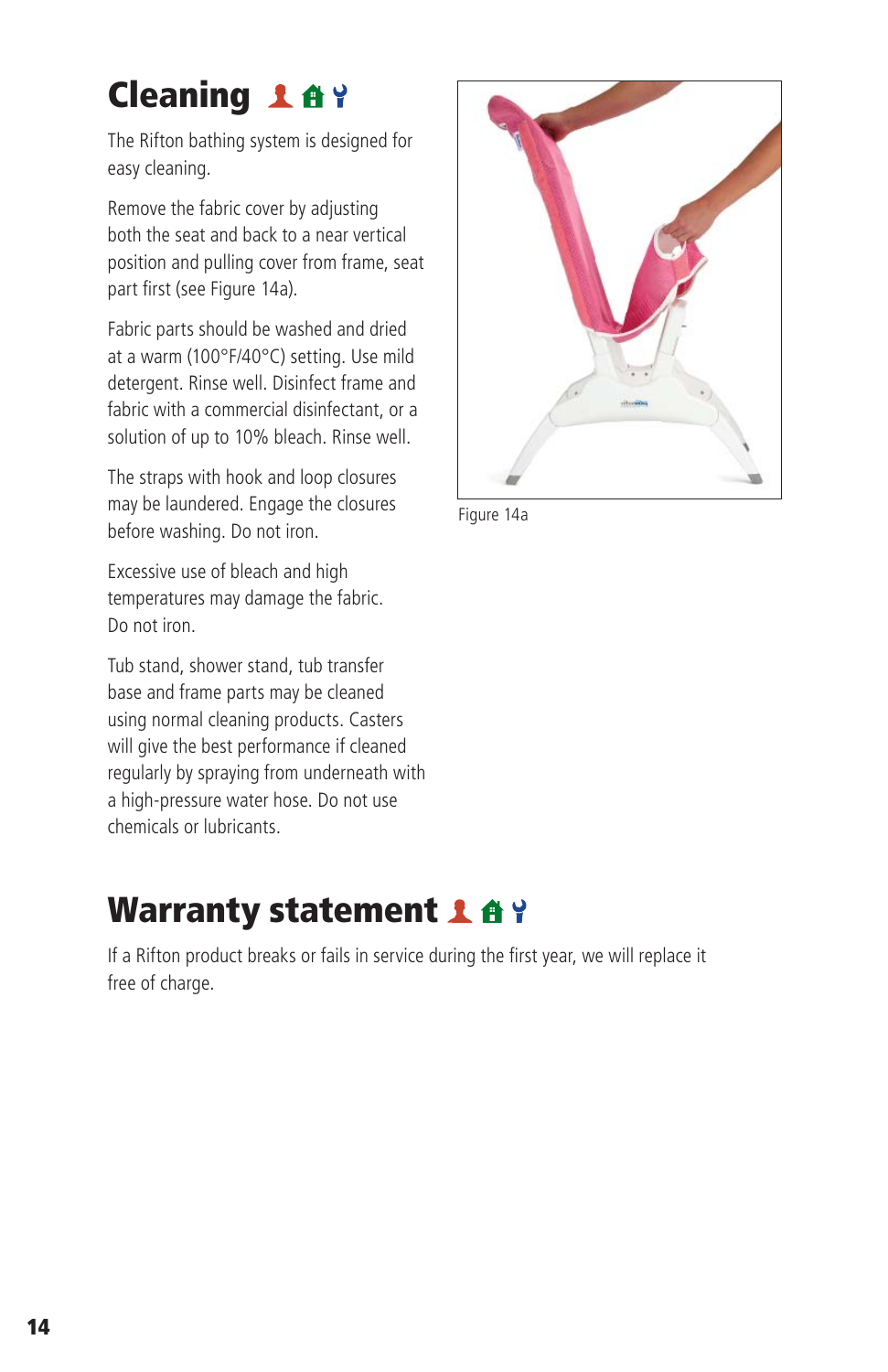# Cleaning

The Rifton bathing system is designed for easy cleaning.

Remove the fabric cover by adjusting both the seat and back to a near vertical position and pulling cover from frame, seat part first (see Figure 14a).

Fabric parts should be washed and dried at a warm (100°F/40°C) setting. Use mild detergent. Rinse well. Disinfect frame and fabric with a commercial disinfectant, or a solution of up to 10% bleach. Rinse well.

The straps with hook and loop closures may be laundered. Engage the closures before washing. Do not iron.

Excessive use of bleach and high temperatures may damage the fabric. Do not iron.

Tub stand, shower stand, tub transfer base and frame parts may be cleaned using normal cleaning products. Casters will give the best performance if cleaned regularly by spraying from underneath with a high-pressure water hose. Do not use chemicals or lubricants.

Figure 14a

# Warranty statement

If a Rifton product breaks or fails in service during the first year, we will replace it free of charge.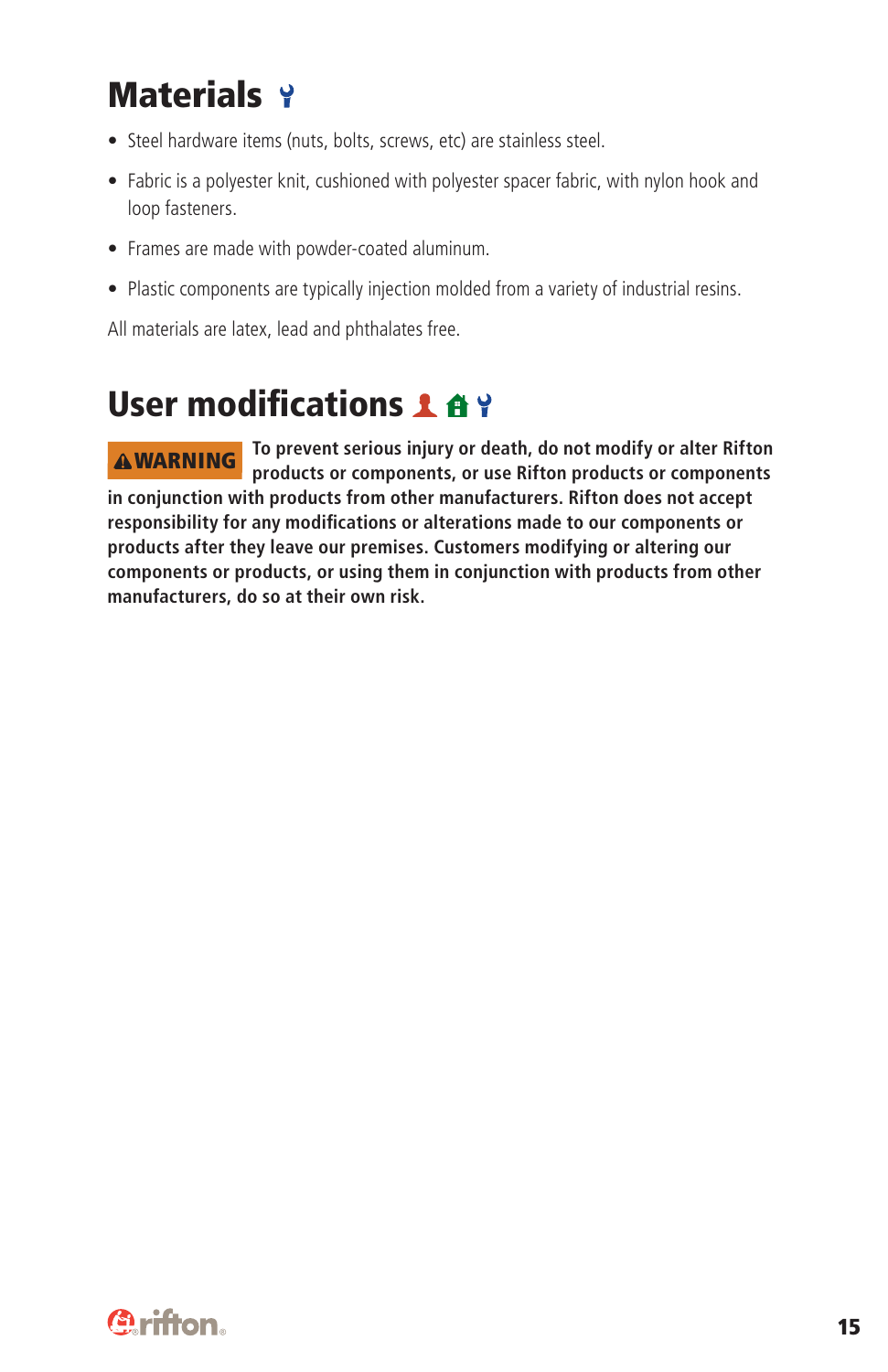# Materials

- Steel hardware items (nuts, bolts, screws, etc) are stainless steel.
- Fabric is a polyester knit, cushioned with polyester spacer fabric, with nylon hook and loop fasteners.
- Frames are made with powder-coated aluminum.
- Plastic components are typically injection molded from a variety of industrial resins.

All materials are latex, lead and phthalates free.

# User modifications

**⚠WARNING To prevent serious injury or death, do not modify or alter Rifton products or components, or use Rifton products or components in conjunction with products from other manufacturers. Rifton does not accept responsibility for any modifications or alterations made to our components or products after they leave our premises. Customers modifying or altering our components or products, or using them in conjunction with products from other manufacturers, do so at their own risk.**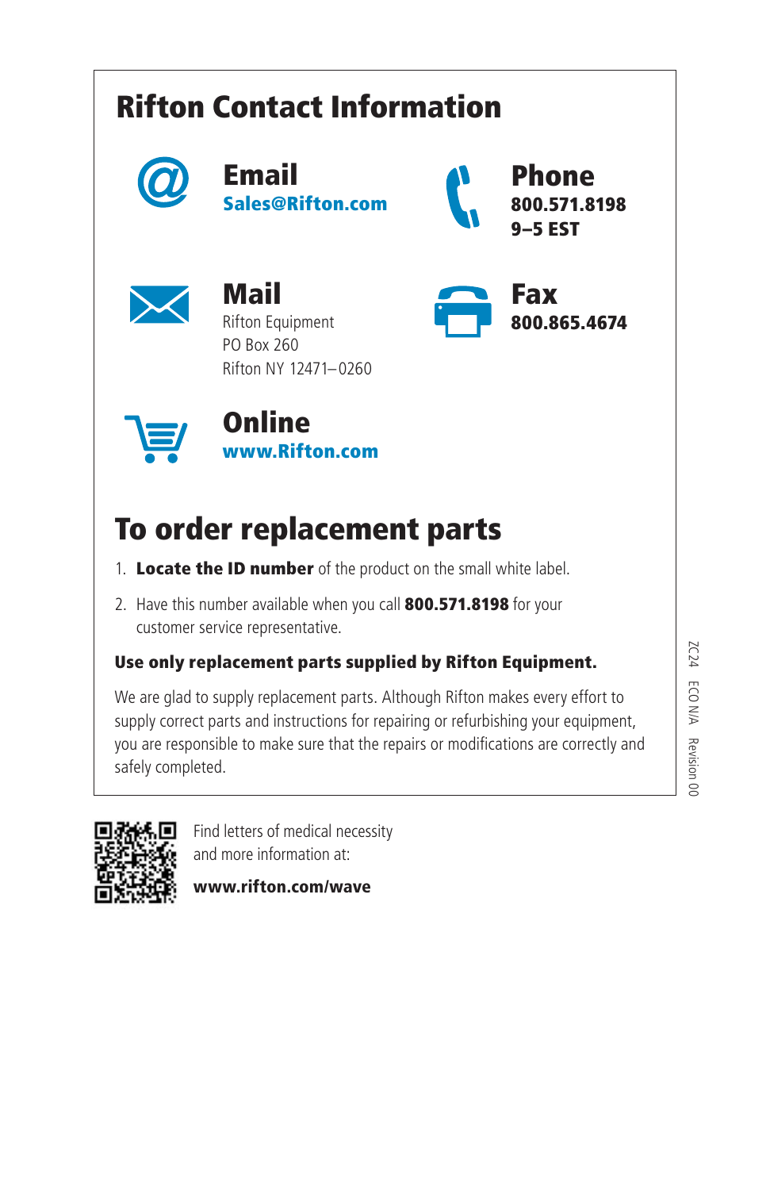# Rifton Contact Information

**Email**
**Sales@Rifton.com**

**Phone**
**800.571.8198**
**9–5 EST**

**Mail**
Rifton Equipment
PO Box 260
Rifton NY 12471–0260

**Fax**
**800.865.4674**

**Online**
**www.Rifton.com**

# To order replacement parts

1. **Locate the ID number** of the product on the small white label.
2. Have this number available when you call **800.571.8198** for your customer service representative.

**Use only replacement parts supplied by Rifton Equipment.**

We are glad to supply replacement parts. Although Rifton makes every effort to supply correct parts and instructions for repairing or refurbishing your equipment, you are responsible to make sure that the repairs or modifications are correctly and safely completed.

ZC24 ECO N/A Revision 00

Find letters of medical necessity and more information at:

**www.rifton.com/wave**